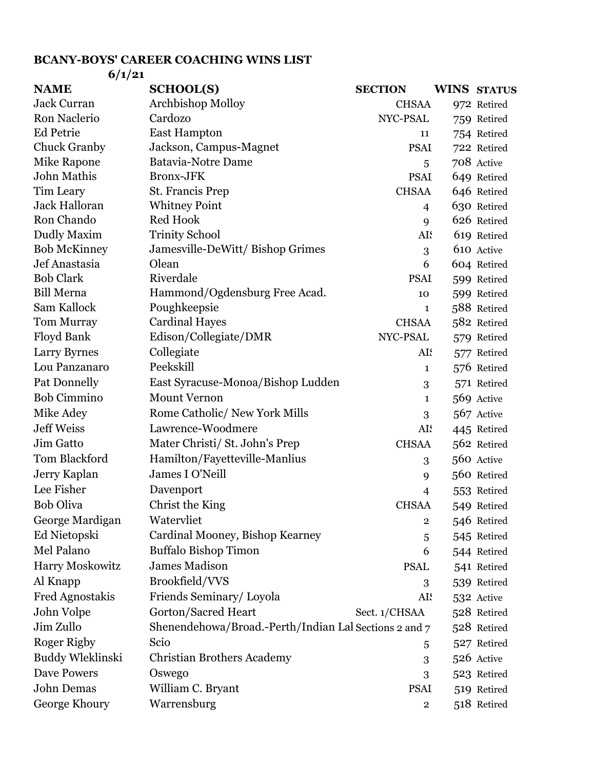**BCANY-BOYS' CAREER COACHING WINS LIST**

**6/1/21**

| NAME | SCHOOL(S) | SECTION | WINS | STATUS |
|---|---|---|---|---|
| Jack Curran | Archbishop Molloy | CHSAA | 972 | Retired |
| Ron Naclerio | Cardozo | NYC-PSAL | 759 | Retired |
| Ed Petrie | East Hampton | 11 | 754 | Retired |
| Chuck Granby | Jackson, Campus-Magnet | PSAL | 722 | Retired |
| Mike Rapone | Batavia-Notre Dame | 5 | 708 | Active |
| John Mathis | Bronx-JFK | PSAL | 649 | Retired |
| Tim Leary | St. Francis Prep | CHSAA | 646 | Retired |
| Jack Halloran | Whitney Point | 4 | 630 | Retired |
| Ron Chando | Red Hook | 9 | 626 | Retired |
| Dudly Maxim | Trinity School | AIS | 619 | Retired |
| Bob McKinney | Jamesville-DeWitt/ Bishop Grimes | 3 | 610 | Active |
| Jef Anastasia | Olean | 6 | 604 | Retired |
| Bob Clark | Riverdale | PSAL | 599 | Retired |
| Bill Merna | Hammond/Ogdensburg Free Acad. | 10 | 599 | Retired |
| Sam Kallock | Poughkeepsie | 1 | 588 | Retired |
| Tom Murray | Cardinal Hayes | CHSAA | 582 | Retired |
| Floyd Bank | Edison/Collegiate/DMR | NYC-PSAL | 579 | Retired |
| Larry Byrnes | Collegiate | AIS | 577 | Retired |
| Lou Panzanaro | Peekskill | 1 | 576 | Retired |
| Pat Donnelly | East Syracuse-Monoa/Bishop Ludden | 3 | 571 | Retired |
| Bob Cimmino | Mount Vernon | 1 | 569 | Active |
| Mike Adey | Rome Catholic/ New York Mills | 3 | 567 | Active |
| Jeff Weiss | Lawrence-Woodmere | AIS | 445 | Retired |
| Jim Gatto | Mater Christi/ St. John's Prep | CHSAA | 562 | Retired |
| Tom Blackford | Hamilton/Fayetteville-Manlius | 3 | 560 | Active |
| Jerry Kaplan | James I O'Neill | 9 | 560 | Retired |
| Lee Fisher | Davenport | 4 | 553 | Retired |
| Bob Oliva | Christ the King | CHSAA | 549 | Retired |
| George Mardigan | Watervliet | 2 | 546 | Retired |
| Ed Nietopski | Cardinal Mooney, Bishop Kearney | 5 | 545 | Retired |
| Mel Palano | Buffalo Bishop Timon | 6 | 544 | Retired |
| Harry Moskowitz | James Madison | PSAL | 541 | Retired |
| Al Knapp | Brookfield/VVS | 3 | 539 | Retired |
| Fred Agnostakis | Friends Seminary/ Loyola | AIS | 532 | Active |
| John Volpe | Gorton/Sacred Heart | Sect. 1/CHSAA | 528 | Retired |
| Jim Zullo | Shenendehowa/Broad.-Perth/Indian Lal | Sections 2 and 7 | 528 | Retired |
| Roger Rigby | Scio | 5 | 527 | Retired |
| Buddy Wleklinski | Christian Brothers Academy | 3 | 526 | Active |
| Dave Powers | Oswego | 3 | 523 | Retired |
| John Demas | William C. Bryant | PSAL | 519 | Retired |
| George Khoury | Warrensburg | 2 | 518 | Retired |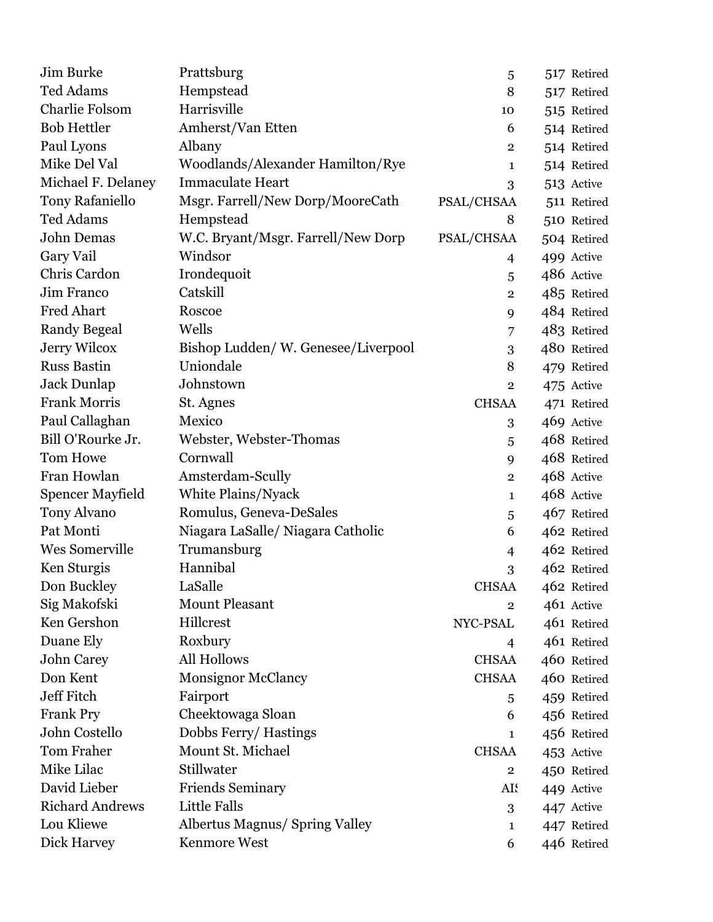| | | | | |
|---|---|---|---|---|
| Jim Burke | Prattsburg | 5 | 517 | Retired |
| Ted Adams | Hempstead | 8 | 517 | Retired |
| Charlie Folsom | Harrisville | 10 | 515 | Retired |
| Bob Hettler | Amherst/Van Etten | 6 | 514 | Retired |
| Paul Lyons | Albany | 2 | 514 | Retired |
| Mike Del Val | Woodlands/Alexander Hamilton/Rye | 1 | 514 | Retired |
| Michael F. Delaney | Immaculate Heart | 3 | 513 | Active |
| Tony Rafaniello | Msgr. Farrell/New Dorp/MooreCath | PSAL/CHSAA | 511 | Retired |
| Ted Adams | Hempstead | 8 | 510 | Retired |
| John Demas | W.C. Bryant/Msgr. Farrell/New Dorp | PSAL/CHSAA | 504 | Retired |
| Gary Vail | Windsor | 4 | 499 | Active |
| Chris Cardon | Irondequoit | 5 | 486 | Active |
| Jim Franco | Catskill | 2 | 485 | Retired |
| Fred Ahart | Roscoe | 9 | 484 | Retired |
| Randy Begeal | Wells | 7 | 483 | Retired |
| Jerry Wilcox | Bishop Ludden/ W. Genesee/Liverpool | 3 | 480 | Retired |
| Russ Bastin | Uniondale | 8 | 479 | Retired |
| Jack Dunlap | Johnstown | 2 | 475 | Active |
| Frank Morris | St. Agnes | CHSAA | 471 | Retired |
| Paul Callaghan | Mexico | 3 | 469 | Active |
| Bill O'Rourke Jr. | Webster, Webster-Thomas | 5 | 468 | Retired |
| Tom Howe | Cornwall | 9 | 468 | Retired |
| Fran Howlan | Amsterdam-Scully | 2 | 468 | Active |
| Spencer Mayfield | White Plains/Nyack | 1 | 468 | Active |
| Tony Alvano | Romulus, Geneva-DeSales | 5 | 467 | Retired |
| Pat Monti | Niagara LaSalle/ Niagara Catholic | 6 | 462 | Retired |
| Wes Somerville | Trumansburg | 4 | 462 | Retired |
| Ken Sturgis | Hannibal | 3 | 462 | Retired |
| Don Buckley | LaSalle | CHSAA | 462 | Retired |
| Sig Makofski | Mount Pleasant | 2 | 461 | Active |
| Ken Gershon | Hillcrest | NYC-PSAL | 461 | Retired |
| Duane Ely | Roxbury | 4 | 461 | Retired |
| John Carey | All Hollows | CHSAA | 460 | Retired |
| Don Kent | Monsignor McClancy | CHSAA | 460 | Retired |
| Jeff Fitch | Fairport | 5 | 459 | Retired |
| Frank Pry | Cheektowaga Sloan | 6 | 456 | Retired |
| John Costello | Dobbs Ferry/ Hastings | 1 | 456 | Retired |
| Tom Fraher | Mount St. Michael | CHSAA | 453 | Active |
| Mike Lilac | Stillwater | 2 | 450 | Retired |
| David Lieber | Friends Seminary | AIS | 449 | Active |
| Richard Andrews | Little Falls | 3 | 447 | Active |
| Lou Kliewe | Albertus Magnus/ Spring Valley | 1 | 447 | Retired |
| Dick Harvey | Kenmore West | 6 | 446 | Retired |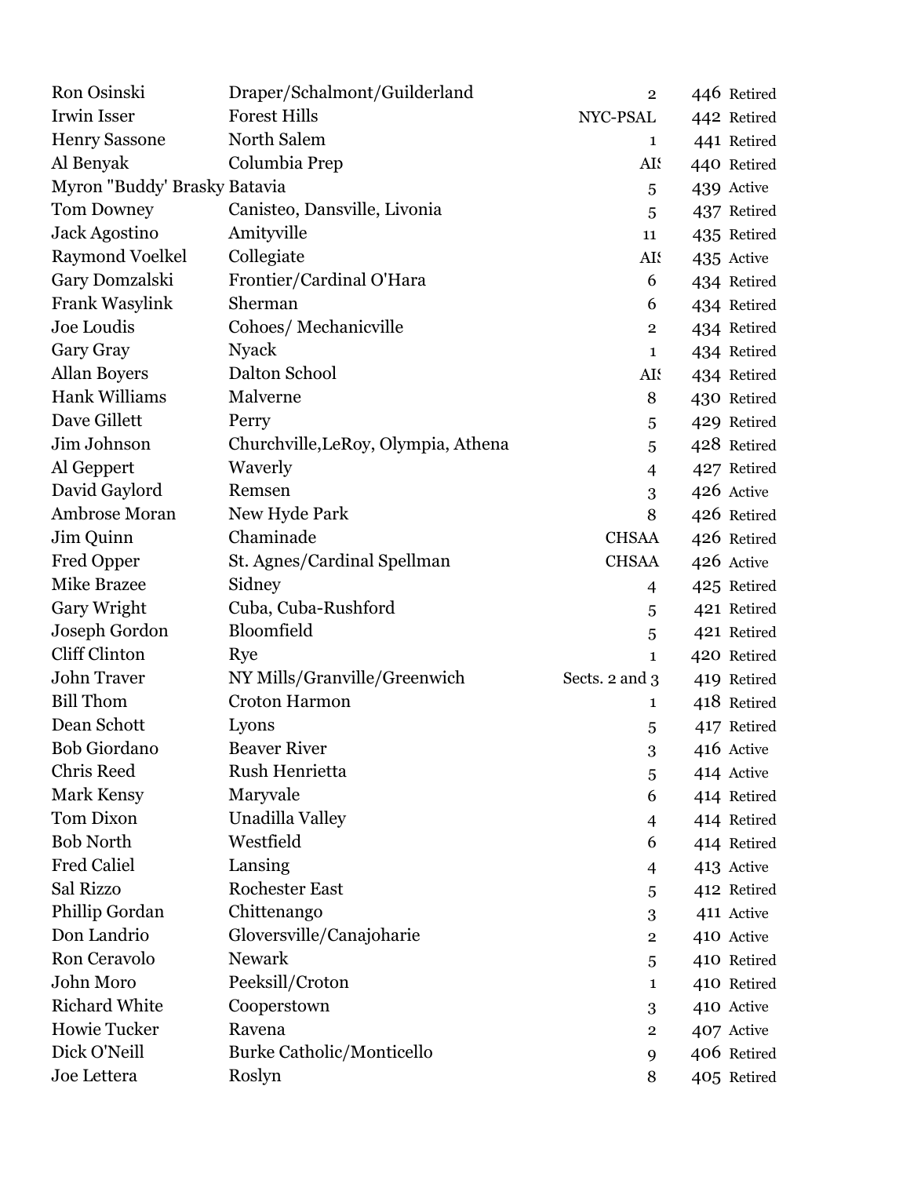| | | | | |
|---|---|---|---|---|
| Ron Osinski | Draper/Schalmont/Guilderland | 2 | 446 | Retired |
| Irwin Isser | Forest Hills | NYC-PSAL | 442 | Retired |
| Henry Sassone | North Salem | 1 | 441 | Retired |
| Al Benyak | Columbia Prep | AIS | 440 | Retired |
| Myron "Buddy' Brasky | Batavia | 5 | 439 | Active |
| Tom Downey | Canisteo, Dansville, Livonia | 5 | 437 | Retired |
| Jack Agostino | Amityville | 11 | 435 | Retired |
| Raymond Voelkel | Collegiate | AIS | 435 | Active |
| Gary Domzalski | Frontier/Cardinal O'Hara | 6 | 434 | Retired |
| Frank Wasylink | Sherman | 6 | 434 | Retired |
| Joe Loudis | Cohoes/ Mechanicville | 2 | 434 | Retired |
| Gary Gray | Nyack | 1 | 434 | Retired |
| Allan Boyers | Dalton School | AIS | 434 | Retired |
| Hank Williams | Malverne | 8 | 430 | Retired |
| Dave Gillett | Perry | 5 | 429 | Retired |
| Jim Johnson | Churchville,LeRoy, Olympia, Athena | 5 | 428 | Retired |
| Al Geppert | Waverly | 4 | 427 | Retired |
| David Gaylord | Remsen | 3 | 426 | Active |
| Ambrose Moran | New Hyde Park | 8 | 426 | Retired |
| Jim Quinn | Chaminade | CHSAA | 426 | Retired |
| Fred Opper | St. Agnes/Cardinal Spellman | CHSAA | 426 | Active |
| Mike Brazee | Sidney | 4 | 425 | Retired |
| Gary Wright | Cuba, Cuba-Rushford | 5 | 421 | Retired |
| Joseph Gordon | Bloomfield | 5 | 421 | Retired |
| Cliff Clinton | Rye | 1 | 420 | Retired |
| John Traver | NY Mills/Granville/Greenwich | Sects. 2 and 3 | 419 | Retired |
| Bill Thom | Croton Harmon | 1 | 418 | Retired |
| Dean Schott | Lyons | 5 | 417 | Retired |
| Bob Giordano | Beaver River | 3 | 416 | Active |
| Chris Reed | Rush Henrietta | 5 | 414 | Active |
| Mark Kensy | Maryvale | 6 | 414 | Retired |
| Tom Dixon | Unadilla Valley | 4 | 414 | Retired |
| Bob North | Westfield | 6 | 414 | Retired |
| Fred Caliel | Lansing | 4 | 413 | Active |
| Sal Rizzo | Rochester East | 5 | 412 | Retired |
| Phillip Gordan | Chittenango | 3 | 411 | Active |
| Don Landrio | Gloversville/Canajoharie | 2 | 410 | Active |
| Ron Ceravolo | Newark | 5 | 410 | Retired |
| John Moro | Peeksill/Croton | 1 | 410 | Retired |
| Richard White | Cooperstown | 3 | 410 | Active |
| Howie Tucker | Ravena | 2 | 407 | Active |
| Dick O'Neill | Burke Catholic/Monticello | 9 | 406 | Retired |
| Joe Lettera | Roslyn | 8 | 405 | Retired |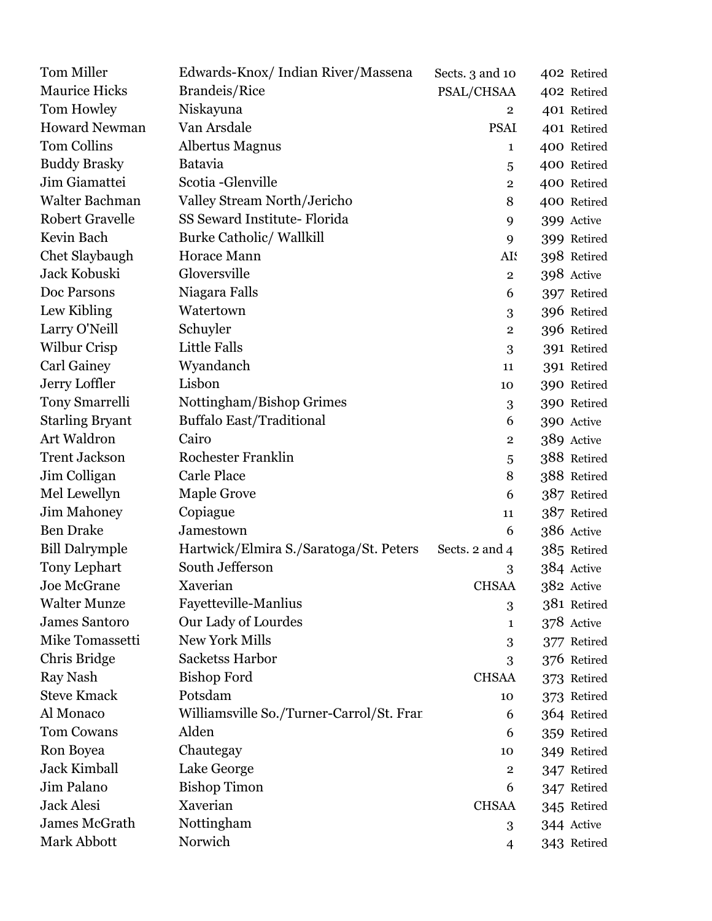| | | | | |
|---|---|---|---|---|
| Tom Miller | Edwards-Knox/ Indian River/Massena | Sects. 3 and 10 | 402 | Retired |
| Maurice Hicks | Brandeis/Rice | PSAL/CHSAA | 402 | Retired |
| Tom Howley | Niskayuna | 2 | 401 | Retired |
| Howard Newman | Van Arsdale | PSAL | 401 | Retired |
| Tom Collins | Albertus Magnus | 1 | 400 | Retired |
| Buddy Brasky | Batavia | 5 | 400 | Retired |
| Jim Giamattei | Scotia -Glenville | 2 | 400 | Retired |
| Walter Bachman | Valley Stream North/Jericho | 8 | 400 | Retired |
| Robert Gravelle | SS Seward Institute- Florida | 9 | 399 | Active |
| Kevin Bach | Burke Catholic/ Wallkill | 9 | 399 | Retired |
| Chet Slaybaugh | Horace Mann | AIS | 398 | Retired |
| Jack Kobuski | Gloversville | 2 | 398 | Active |
| Doc Parsons | Niagara Falls | 6 | 397 | Retired |
| Lew Kibling | Watertown | 3 | 396 | Retired |
| Larry O'Neill | Schuyler | 2 | 396 | Retired |
| Wilbur Crisp | Little Falls | 3 | 391 | Retired |
| Carl Gainey | Wyandanch | 11 | 391 | Retired |
| Jerry Loffler | Lisbon | 10 | 390 | Retired |
| Tony Smarrelli | Nottingham/Bishop Grimes | 3 | 390 | Retired |
| Starling Bryant | Buffalo East/Traditional | 6 | 390 | Active |
| Art Waldron | Cairo | 2 | 389 | Active |
| Trent Jackson | Rochester Franklin | 5 | 388 | Retired |
| Jim Colligan | Carle Place | 8 | 388 | Retired |
| Mel Lewellyn | Maple Grove | 6 | 387 | Retired |
| Jim Mahoney | Copiague | 11 | 387 | Retired |
| Ben Drake | Jamestown | 6 | 386 | Active |
| Bill Dalrymple | Hartwick/Elmira S./Saratoga/St. Peters | Sects. 2 and 4 | 385 | Retired |
| Tony Lephart | South Jefferson | 3 | 384 | Active |
| Joe McGrane | Xaverian | CHSAA | 382 | Active |
| Walter Munze | Fayetteville-Manlius | 3 | 381 | Retired |
| James Santoro | Our Lady of Lourdes | 1 | 378 | Active |
| Mike Tomassetti | New York Mills | 3 | 377 | Retired |
| Chris Bridge | Sacketss Harbor | 3 | 376 | Retired |
| Ray Nash | Bishop Ford | CHSAA | 373 | Retired |
| Steve Kmack | Potsdam | 10 | 373 | Retired |
| Al Monaco | Williamsville So./Turner-Carrol/St. Fran | 6 | 364 | Retired |
| Tom Cowans | Alden | 6 | 359 | Retired |
| Ron Boyea | Chautegay | 10 | 349 | Retired |
| Jack Kimball | Lake George | 2 | 347 | Retired |
| Jim Palano | Bishop Timon | 6 | 347 | Retired |
| Jack Alesi | Xaverian | CHSAA | 345 | Retired |
| James McGrath | Nottingham | 3 | 344 | Active |
| Mark Abbott | Norwich | 4 | 343 | Retired |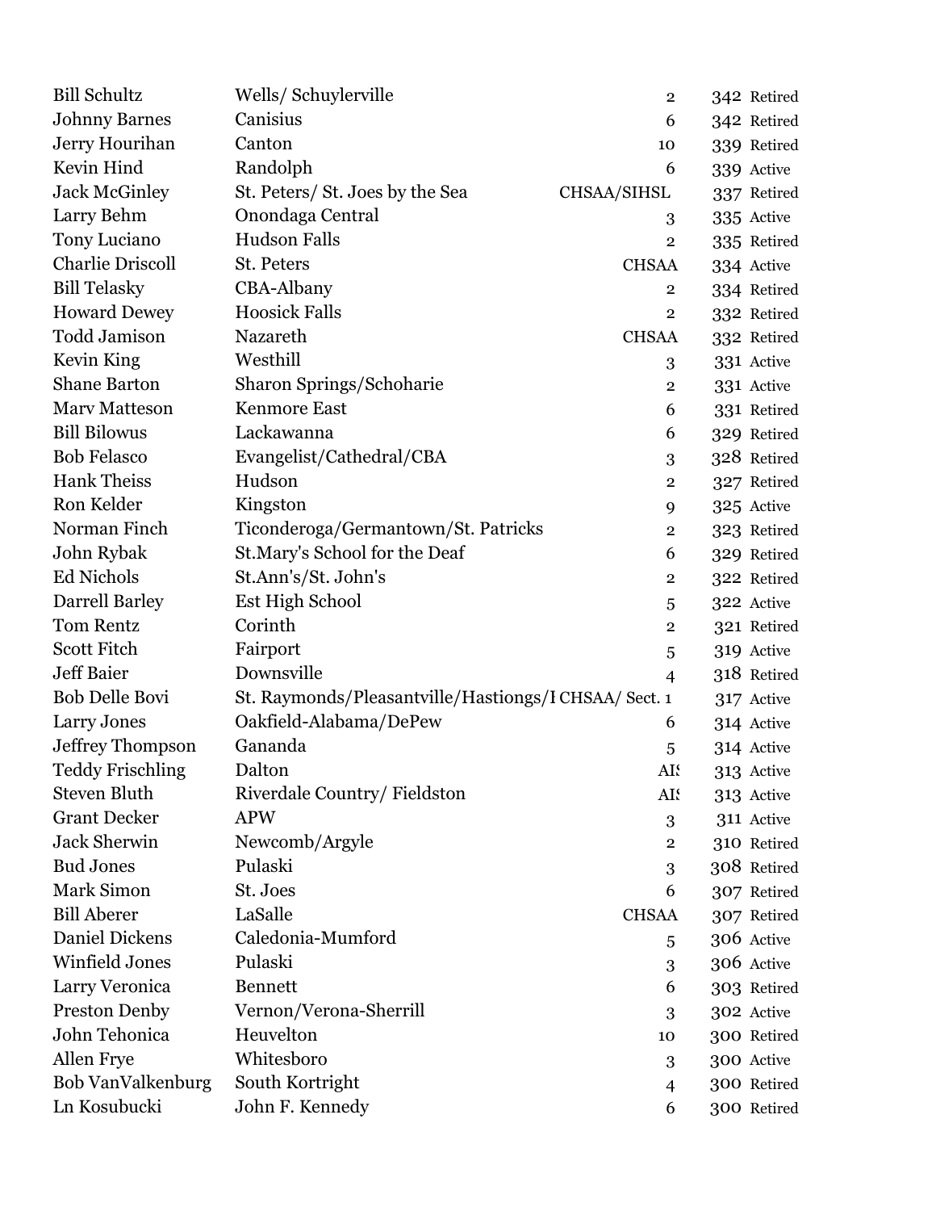| | | | | |
|---|---|---|---|---|
| Bill Schultz | Wells/ Schuylerville | 2 | 342 | Retired |
| Johnny Barnes | Canisius | 6 | 342 | Retired |
| Jerry Hourihan | Canton | 10 | 339 | Retired |
| Kevin Hind | Randolph | 6 | 339 | Active |
| Jack McGinley | St. Peters/ St. Joes by the Sea | CHSAA/SIHSL | 337 | Retired |
| Larry Behm | Onondaga Central | 3 | 335 | Active |
| Tony Luciano | Hudson Falls | 2 | 335 | Retired |
| Charlie Driscoll | St. Peters | CHSAA | 334 | Active |
| Bill Telasky | CBA-Albany | 2 | 334 | Retired |
| Howard Dewey | Hoosick Falls | 2 | 332 | Retired |
| Todd Jamison | Nazareth | CHSAA | 332 | Retired |
| Kevin King | Westhill | 3 | 331 | Active |
| Shane Barton | Sharon Springs/Schoharie | 2 | 331 | Active |
| Marv Matteson | Kenmore East | 6 | 331 | Retired |
| Bill Bilowus | Lackawanna | 6 | 329 | Retired |
| Bob Felasco | Evangelist/Cathedral/CBA | 3 | 328 | Retired |
| Hank Theiss | Hudson | 2 | 327 | Retired |
| Ron Kelder | Kingston | 9 | 325 | Active |
| Norman Finch | Ticonderoga/Germantown/St. Patricks | 2 | 323 | Retired |
| John Rybak | St.Mary's School for the Deaf | 6 | 329 | Retired |
| Ed Nichols | St.Ann's/St. John's | 2 | 322 | Retired |
| Darrell Barley | Est High School | 5 | 322 | Active |
| Tom Rentz | Corinth | 2 | 321 | Retired |
| Scott Fitch | Fairport | 5 | 319 | Active |
| Jeff Baier | Downsville | 4 | 318 | Retired |
| Bob Delle Bovi | St. Raymonds/Pleasantville/Hastiongs/I | CHSAA/ Sect. 1 | 317 | Active |
| Larry Jones | Oakfield-Alabama/DePew | 6 | 314 | Active |
| Jeffrey Thompson | Gananda | 5 | 314 | Active |
| Teddy Frischling | Dalton | AIS | 313 | Active |
| Steven Bluth | Riverdale Country/ Fieldston | AIS | 313 | Active |
| Grant Decker | APW | 3 | 311 | Active |
| Jack Sherwin | Newcomb/Argyle | 2 | 310 | Retired |
| Bud Jones | Pulaski | 3 | 308 | Retired |
| Mark Simon | St. Joes | 6 | 307 | Retired |
| Bill Aberer | LaSalle | CHSAA | 307 | Retired |
| Daniel Dickens | Caledonia-Mumford | 5 | 306 | Active |
| Winfield Jones | Pulaski | 3 | 306 | Active |
| Larry Veronica | Bennett | 6 | 303 | Retired |
| Preston Denby | Vernon/Verona-Sherrill | 3 | 302 | Active |
| John Tehonica | Heuvelton | 10 | 300 | Retired |
| Allen Frye | Whitesboro | 3 | 300 | Active |
| Bob VanValkenburg | South Kortright | 4 | 300 | Retired |
| Ln Kosubucki | John F. Kennedy | 6 | 300 | Retired |